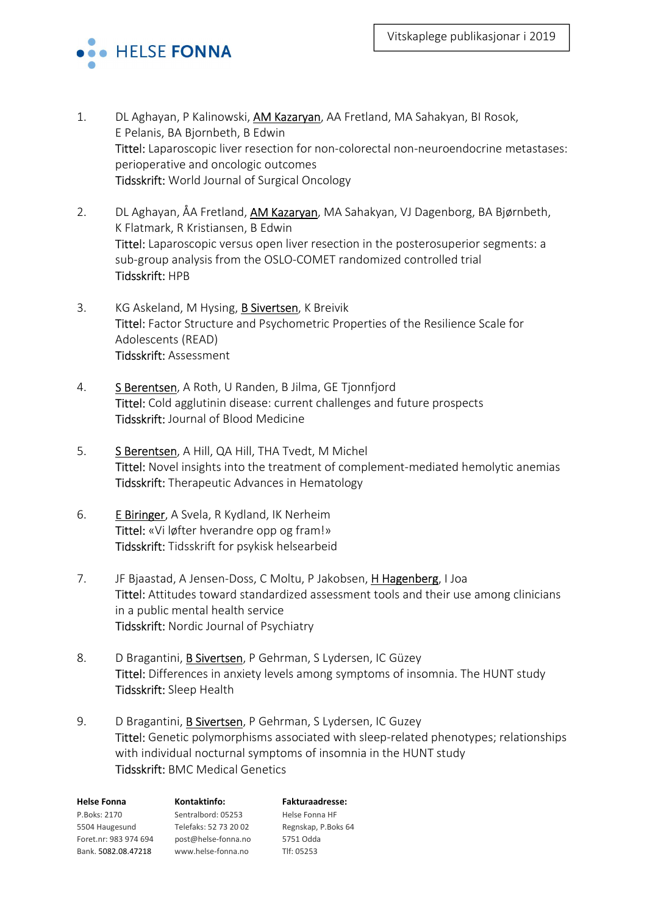HELSE FONNA

Vitskaplege publikasjonar i 2019

1. DL Aghayan, P Kalinowski, AM Kazaryan, AA Fretland, MA Sahakyan, BI Rosok, E Pelanis, BA Bjornbeth, B Edwin
   Tittel: Laparoscopic liver resection for non-colorectal non-neuroendocrine metastases: perioperative and oncologic outcomes
   Tidsskrift: World Journal of Surgical Oncology

2. DL Aghayan, ÅA Fretland, AM Kazaryan, MA Sahakyan, VJ Dagenborg, BA Bjørnbeth, K Flatmark, R Kristiansen, B Edwin
   Tittel: Laparoscopic versus open liver resection in the posterosuperior segments: a sub-group analysis from the OSLO-COMET randomized controlled trial
   Tidsskrift: HPB

3. KG Askeland, M Hysing, B Sivertsen, K Breivik
   Tittel: Factor Structure and Psychometric Properties of the Resilience Scale for Adolescents (READ)
   Tidsskrift: Assessment

4. S Berentsen, A Roth, U Randen, B Jilma, GE Tjonnfjord
   Tittel: Cold agglutinin disease: current challenges and future prospects
   Tidsskrift: Journal of Blood Medicine

5. S Berentsen, A Hill, QA Hill, THA Tvedt, M Michel
   Tittel: Novel insights into the treatment of complement-mediated hemolytic anemias
   Tidsskrift: Therapeutic Advances in Hematology

6. E Biringer, A Svela, R Kydland, IK Nerheim
   Tittel: «Vi løfter hverandre opp og fram!»
   Tidsskrift: Tidsskrift for psykisk helsearbeid

7. JF Bjaastad, A Jensen-Doss, C Moltu, P Jakobsen, H Hagenberg, I Joa
   Tittel: Attitudes toward standardized assessment tools and their use among clinicians in a public mental health service
   Tidsskrift: Nordic Journal of Psychiatry

8. D Bragantini, B Sivertsen, P Gehrman, S Lydersen, IC Güzey
   Tittel: Differences in anxiety levels among symptoms of insomnia. The HUNT study
   Tidsskrift: Sleep Health

9. D Bragantini, B Sivertsen, P Gehrman, S Lydersen, IC Guzey
   Tittel: Genetic polymorphisms associated with sleep-related phenotypes; relationships with individual nocturnal symptoms of insomnia in the HUNT study
   Tidsskrift: BMC Medical Genetics

**Helse Fonna**
P.Boks: 2170
5504 Haugesund
Foret.nr: 983 974 694
Bank. 5082.08.47218

**Kontaktinfo:**
Sentralbord: 05253
Telefaks: 52 73 20 02
post@helse-fonna.no
www.helse-fonna.no

**Fakturaadresse:**
Helse Fonna HF
Regnskap, P.Boks 64
5751 Odda
Tlf: 05253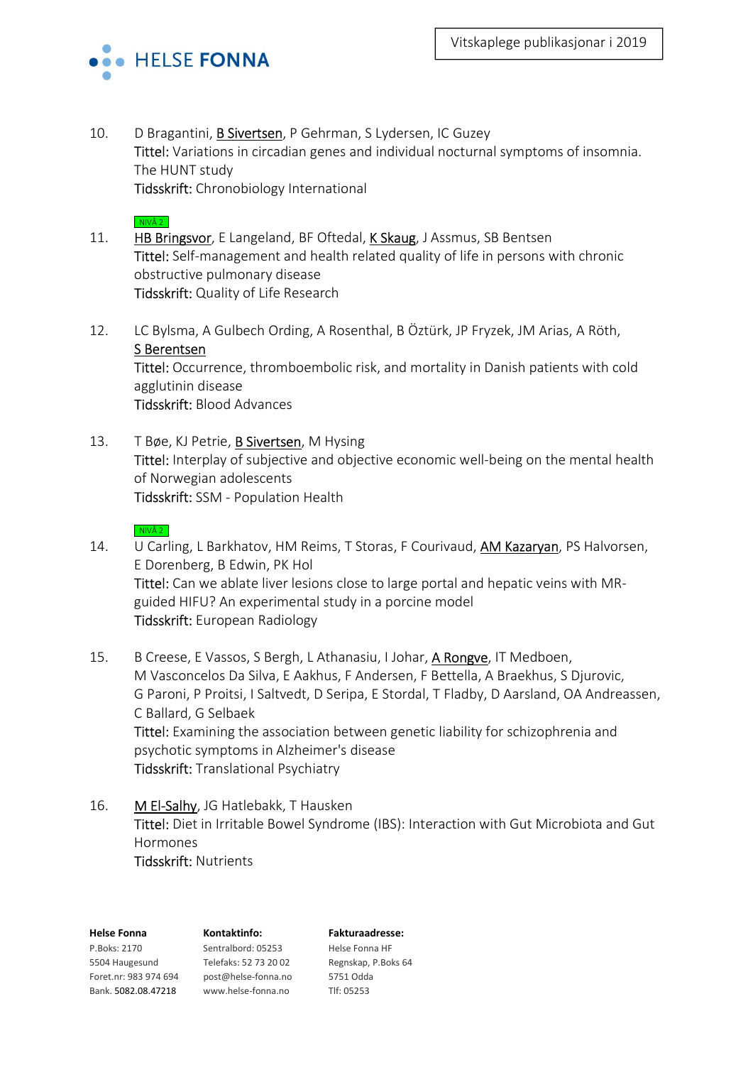10. D Bragantini, B Sivertsen, P Gehrman, S Lydersen, IC Guzey
    Tittel: Variations in circadian genes and individual nocturnal symptoms of insomnia. The HUNT study
    Tidsskrift: Chronobiology International

    NIVÅ 2
11. HB Bringsvor, E Langeland, BF Oftedal, K Skaug, J Assmus, SB Bentsen
    Tittel: Self-management and health related quality of life in persons with chronic obstructive pulmonary disease
    Tidsskrift: Quality of Life Research

12. LC Bylsma, A Gulbech Ording, A Rosenthal, B Öztürk, JP Fryzek, JM Arias, A Röth, S Berentsen
    Tittel: Occurrence, thromboembolic risk, and mortality in Danish patients with cold agglutinin disease
    Tidsskrift: Blood Advances

13. T Bøe, KJ Petrie, B Sivertsen, M Hysing
    Tittel: Interplay of subjective and objective economic well-being on the mental health of Norwegian adolescents
    Tidsskrift: SSM - Population Health

    NIVÅ 2
14. U Carling, L Barkhatov, HM Reims, T Storas, F Courivaud, AM Kazaryan, PS Halvorsen, E Dorenberg, B Edwin, PK Hol
    Tittel: Can we ablate liver lesions close to large portal and hepatic veins with MR-guided HIFU? An experimental study in a porcine model
    Tidsskrift: European Radiology

15. B Creese, E Vassos, S Bergh, L Athanasiu, I Johar, A Rongve, IT Medboen, M Vasconcelos Da Silva, E Aakhus, F Andersen, F Bettella, A Braekhus, S Djurovic, G Paroni, P Proitsi, I Saltvedt, D Seripa, E Stordal, T Fladby, D Aarsland, OA Andreassen, C Ballard, G Selbaek
    Tittel: Examining the association between genetic liability for schizophrenia and psychotic symptoms in Alzheimer's disease
    Tidsskrift: Translational Psychiatry

16. M El-Salhy, JG Hatlebakk, T Hausken
    Tittel: Diet in Irritable Bowel Syndrome (IBS): Interaction with Gut Microbiota and Gut Hormones
    Tidsskrift: Nutrients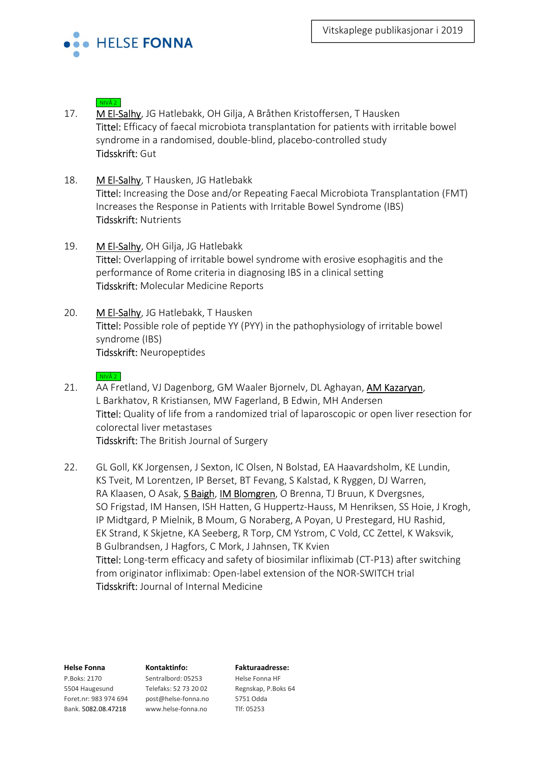NIVÅ 2

17. M El-Salhy, JG Hatlebakk, OH Gilja, A Bråthen Kristoffersen, T Hausken
Tittel: Efficacy of faecal microbiota transplantation for patients with irritable bowel syndrome in a randomised, double-blind, placebo-controlled study
Tidsskrift: Gut

18. M El-Salhy, T Hausken, JG Hatlebakk
Tittel: Increasing the Dose and/or Repeating Faecal Microbiota Transplantation (FMT) Increases the Response in Patients with Irritable Bowel Syndrome (IBS)
Tidsskrift: Nutrients

19. M El-Salhy, OH Gilja, JG Hatlebakk
Tittel: Overlapping of irritable bowel syndrome with erosive esophagitis and the performance of Rome criteria in diagnosing IBS in a clinical setting
Tidsskrift: Molecular Medicine Reports

20. M El-Salhy, JG Hatlebakk, T Hausken
Tittel: Possible role of peptide YY (PYY) in the pathophysiology of irritable bowel syndrome (IBS)
Tidsskrift: Neuropeptides

NIVÅ 2

21. AA Fretland, VJ Dagenborg, GM Waaler Bjornelv, DL Aghayan, AM Kazaryan, L Barkhatov, R Kristiansen, MW Fagerland, B Edwin, MH Andersen
Tittel: Quality of life from a randomized trial of laparoscopic or open liver resection for colorectal liver metastases
Tidsskrift: The British Journal of Surgery

22. GL Goll, KK Jorgensen, J Sexton, IC Olsen, N Bolstad, EA Haavardsholm, KE Lundin, KS Tveit, M Lorentzen, IP Berset, BT Fevang, S Kalstad, K Ryggen, DJ Warren, RA Klaasen, O Asak, S Baigh, IM Blomgren, O Brenna, TJ Bruun, K Dvergsnes, SO Frigstad, IM Hansen, ISH Hatten, G Huppertz-Hauss, M Henriksen, SS Hoie, J Krogh, IP Midtgard, P Mielnik, B Moum, G Noraberg, A Poyan, U Prestegard, HU Rashid, EK Strand, K Skjetne, KA Seeberg, R Torp, CM Ystrom, C Vold, CC Zettel, K Waksvik, B Gulbrandsen, J Hagfors, C Mork, J Jahnsen, TK Kvien
Tittel: Long-term efficacy and safety of biosimilar infliximab (CT-P13) after switching from originator infliximab: Open-label extension of the NOR-SWITCH trial
Tidsskrift: Journal of Internal Medicine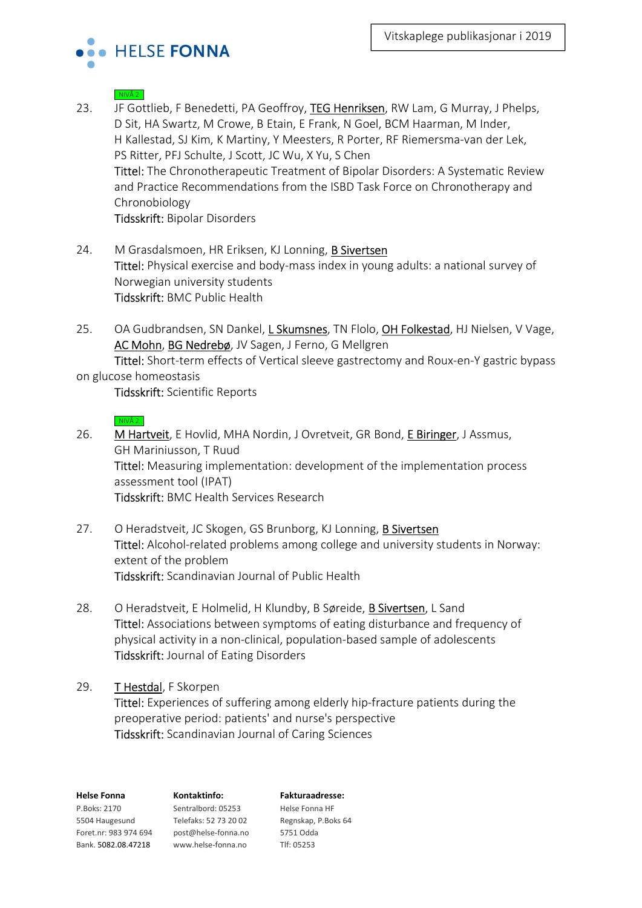NIVÅ 2

23. JF Gottlieb, F Benedetti, PA Geoffroy, TEG Henriksen, RW Lam, G Murray, J Phelps, D Sit, HA Swartz, M Crowe, B Etain, E Frank, N Goel, BCM Haarman, M Inder, H Kallestad, SJ Kim, K Martiny, Y Meesters, R Porter, RF Riemersma-van der Lek, PS Ritter, PFJ Schulte, J Scott, JC Wu, X Yu, S Chen
    Tittel: The Chronotherapeutic Treatment of Bipolar Disorders: A Systematic Review and Practice Recommendations from the ISBD Task Force on Chronotherapy and Chronobiology
    Tidsskrift: Bipolar Disorders

24. M Grasdalsmoen, HR Eriksen, KJ Lonning, B Sivertsen
    Tittel: Physical exercise and body-mass index in young adults: a national survey of Norwegian university students
    Tidsskrift: BMC Public Health

25. OA Gudbrandsen, SN Dankel, L Skumsnes, TN Flolo, OH Folkestad, HJ Nielsen, V Vage, AC Mohn, BG Nedrebø, JV Sagen, J Ferno, G Mellgren
    Tittel: Short-term effects of Vertical sleeve gastrectomy and Roux-en-Y gastric bypass on glucose homeostasis
    Tidsskrift: Scientific Reports

NIVÅ 2

26. M Hartveit, E Hovlid, MHA Nordin, J Ovretveit, GR Bond, E Biringer, J Assmus, GH Mariniusson, T Ruud
    Tittel: Measuring implementation: development of the implementation process assessment tool (IPAT)
    Tidsskrift: BMC Health Services Research

27. O Heradstveit, JC Skogen, GS Brunborg, KJ Lonning, B Sivertsen
    Tittel: Alcohol-related problems among college and university students in Norway: extent of the problem
    Tidsskrift: Scandinavian Journal of Public Health

28. O Heradstveit, E Holmelid, H Klundby, B Søreide, B Sivertsen, L Sand
    Tittel: Associations between symptoms of eating disturbance and frequency of physical activity in a non-clinical, population-based sample of adolescents
    Tidsskrift: Journal of Eating Disorders

29. T Hestdal, F Skorpen
    Tittel: Experiences of suffering among elderly hip-fracture patients during the preoperative period: patients' and nurse's perspective
    Tidsskrift: Scandinavian Journal of Caring Sciences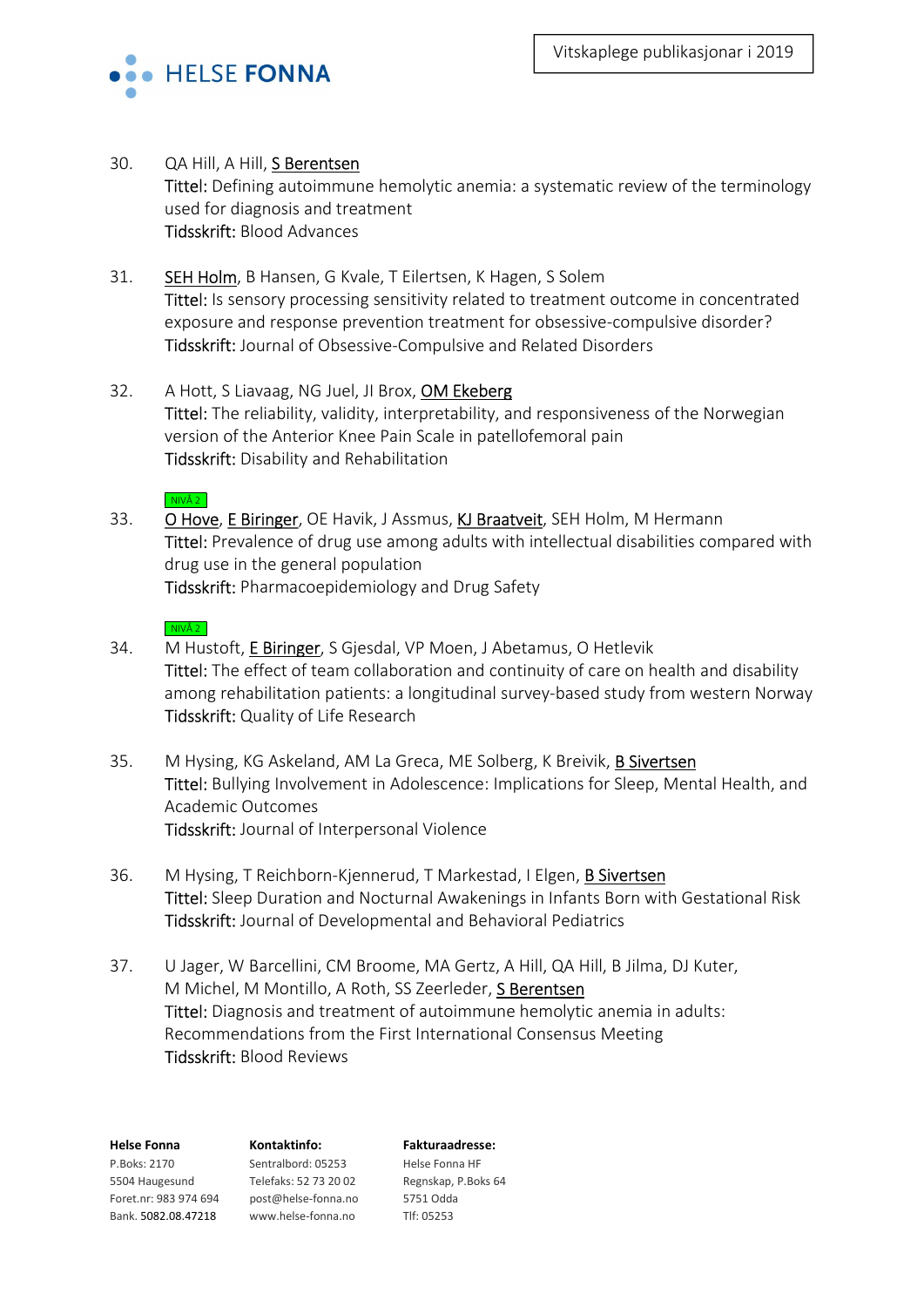30. QA Hill, A Hill, S Berentsen
    Tittel: Defining autoimmune hemolytic anemia: a systematic review of the terminology used for diagnosis and treatment
    Tidsskrift: Blood Advances

31. SEH Holm, B Hansen, G Kvale, T Eilertsen, K Hagen, S Solem
    Tittel: Is sensory processing sensitivity related to treatment outcome in concentrated exposure and response prevention treatment for obsessive-compulsive disorder?
    Tidsskrift: Journal of Obsessive-Compulsive and Related Disorders

32. A Hott, S Liavaag, NG Juel, JI Brox, OM Ekeberg
    Tittel: The reliability, validity, interpretability, and responsiveness of the Norwegian version of the Anterior Knee Pain Scale in patellofemoral pain
    Tidsskrift: Disability and Rehabilitation

NIVÅ 2

33. O Hove, E Biringer, OE Havik, J Assmus, KJ Braatveit, SEH Holm, M Hermann
    Tittel: Prevalence of drug use among adults with intellectual disabilities compared with drug use in the general population
    Tidsskrift: Pharmacoepidemiology and Drug Safety

NIVÅ 2

34. M Hustoft, E Biringer, S Gjesdal, VP Moen, J Abetamus, O Hetlevik
    Tittel: The effect of team collaboration and continuity of care on health and disability among rehabilitation patients: a longitudinal survey-based study from western Norway
    Tidsskrift: Quality of Life Research

35. M Hysing, KG Askeland, AM La Greca, ME Solberg, K Breivik, B Sivertsen
    Tittel: Bullying Involvement in Adolescence: Implications for Sleep, Mental Health, and Academic Outcomes
    Tidsskrift: Journal of Interpersonal Violence

36. M Hysing, T Reichborn-Kjennerud, T Markestad, I Elgen, B Sivertsen
    Tittel: Sleep Duration and Nocturnal Awakenings in Infants Born with Gestational Risk
    Tidsskrift: Journal of Developmental and Behavioral Pediatrics

37. U Jager, W Barcellini, CM Broome, MA Gertz, A Hill, QA Hill, B Jilma, DJ Kuter, M Michel, M Montillo, A Roth, SS Zeerleder, S Berentsen
    Tittel: Diagnosis and treatment of autoimmune hemolytic anemia in adults: Recommendations from the First International Consensus Meeting
    Tidsskrift: Blood Reviews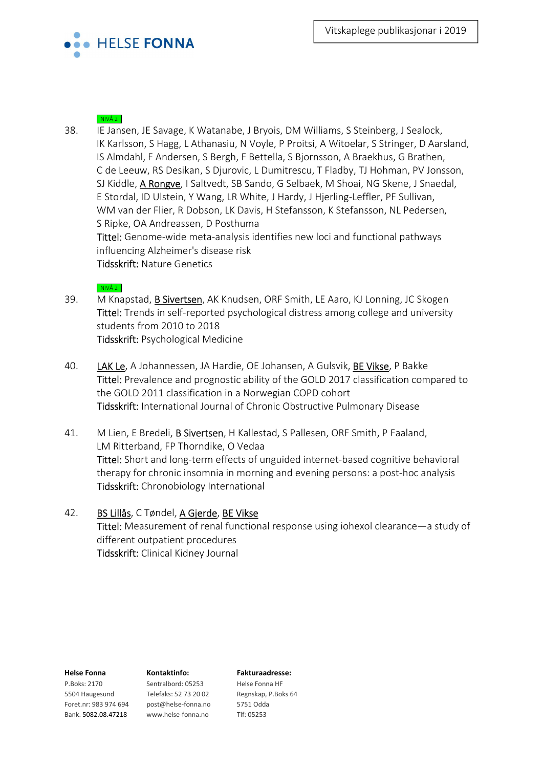NIVÅ 2

38. IE Jansen, JE Savage, K Watanabe, J Bryois, DM Williams, S Steinberg, J Sealock, IK Karlsson, S Hagg, L Athanasiu, N Voyle, P Proitsi, A Witoelar, S Stringer, D Aarsland, IS Almdahl, F Andersen, S Bergh, F Bettella, S Bjornsson, A Braekhus, G Brathen, C de Leeuw, RS Desikan, S Djurovic, L Dumitrescu, T Fladby, TJ Hohman, PV Jonsson, SJ Kiddle, A Rongve, I Saltvedt, SB Sando, G Selbaek, M Shoai, NG Skene, J Snaedal, E Stordal, ID Ulstein, Y Wang, LR White, J Hardy, J Hjerling-Leffler, PF Sullivan, WM van der Flier, R Dobson, LK Davis, H Stefansson, K Stefansson, NL Pedersen, S Ripke, OA Andreassen, D Posthuma
Tittel: Genome-wide meta-analysis identifies new loci and functional pathways influencing Alzheimer's disease risk
Tidsskrift: Nature Genetics

NIVÅ 2

39. M Knapstad, B Sivertsen, AK Knudsen, ORF Smith, LE Aaro, KJ Lonning, JC Skogen
Tittel: Trends in self-reported psychological distress among college and university students from 2010 to 2018
Tidsskrift: Psychological Medicine

40. LAK Le, A Johannessen, JA Hardie, OE Johansen, A Gulsvik, BE Vikse, P Bakke
Tittel: Prevalence and prognostic ability of the GOLD 2017 classification compared to the GOLD 2011 classification in a Norwegian COPD cohort
Tidsskrift: International Journal of Chronic Obstructive Pulmonary Disease

41. M Lien, E Bredeli, B Sivertsen, H Kallestad, S Pallesen, ORF Smith, P Faaland, LM Ritterband, FP Thorndike, O Vedaa
Tittel: Short and long-term effects of unguided internet-based cognitive behavioral therapy for chronic insomnia in morning and evening persons: a post-hoc analysis
Tidsskrift: Chronobiology International

42. BS Lillås, C Tøndel, A Gjerde, BE Vikse
Tittel: Measurement of renal functional response using iohexol clearance—a study of different outpatient procedures
Tidsskrift: Clinical Kidney Journal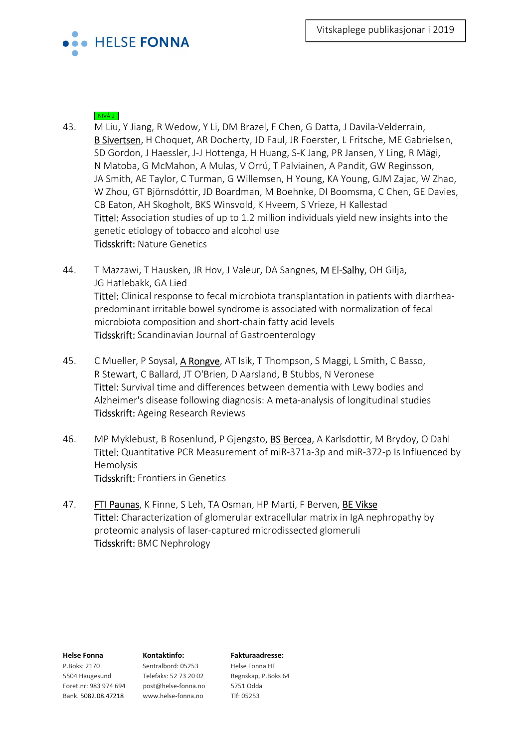NIVÅ 2

43. M Liu, Y Jiang, R Wedow, Y Li, DM Brazel, F Chen, G Datta, J Davila-Velderrain, B Sivertsen, H Choquet, AR Docherty, JD Faul, JR Foerster, L Fritsche, ME Gabrielsen, SD Gordon, J Haessler, J-J Hottenga, H Huang, S-K Jang, PR Jansen, Y Ling, R Mägi, N Matoba, G McMahon, A Mulas, V Orrú, T Palviainen, A Pandit, GW Reginsson, JA Smith, AE Taylor, C Turman, G Willemsen, H Young, KA Young, GJM Zajac, W Zhao, W Zhou, GT Björnsdóttir, JD Boardman, M Boehnke, DI Boomsma, C Chen, GE Davies, CB Eaton, AH Skogholt, BKS Winsvold, K Hveem, S Vrieze, H Kallestad
Tittel: Association studies of up to 1.2 million individuals yield new insights into the genetic etiology of tobacco and alcohol use
Tidsskrift: Nature Genetics

44. T Mazzawi, T Hausken, JR Hov, J Valeur, DA Sangnes, M El-Salhy, OH Gilja, JG Hatlebakk, GA Lied
Tittel: Clinical response to fecal microbiota transplantation in patients with diarrhea-predominant irritable bowel syndrome is associated with normalization of fecal microbiota composition and short-chain fatty acid levels
Tidsskrift: Scandinavian Journal of Gastroenterology

45. C Mueller, P Soysal, A Rongve, AT Isik, T Thompson, S Maggi, L Smith, C Basso, R Stewart, C Ballard, JT O'Brien, D Aarsland, B Stubbs, N Veronese
Tittel: Survival time and differences between dementia with Lewy bodies and Alzheimer's disease following diagnosis: A meta-analysis of longitudinal studies
Tidsskrift: Ageing Research Reviews

46. MP Myklebust, B Rosenlund, P Gjengsto, BS Bercea, A Karlsdottir, M Brydoy, O Dahl
Tittel: Quantitative PCR Measurement of miR-371a-3p and miR-372-p Is Influenced by Hemolysis
Tidsskrift: Frontiers in Genetics

47. FTI Paunas, K Finne, S Leh, TA Osman, HP Marti, F Berven, BE Vikse
Tittel: Characterization of glomerular extracellular matrix in IgA nephropathy by proteomic analysis of laser-captured microdissected glomeruli
Tidsskrift: BMC Nephrology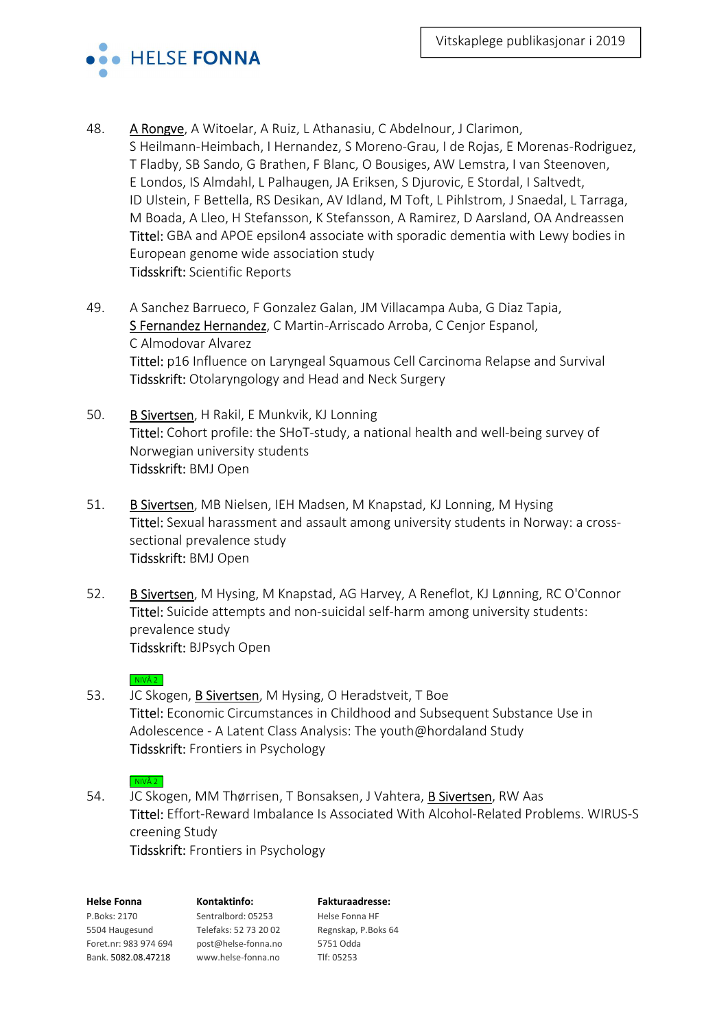48. A Rongve, A Witoelar, A Ruiz, L Athanasiu, C Abdelnour, J Clarimon, S Heilmann-Heimbach, I Hernandez, S Moreno-Grau, I de Rojas, E Morenas-Rodriguez, T Fladby, SB Sando, G Brathen, F Blanc, O Bousiges, AW Lemstra, I van Steenoven, E Londos, IS Almdahl, L Palhaugen, JA Eriksen, S Djurovic, E Stordal, I Saltvedt, ID Ulstein, F Bettella, RS Desikan, AV Idland, M Toft, L Pihlstrom, J Snaedal, L Tarraga, M Boada, A Lleo, H Stefansson, K Stefansson, A Ramirez, D Aarsland, OA Andreassen
Tittel: GBA and APOE epsilon4 associate with sporadic dementia with Lewy bodies in European genome wide association study
Tidsskrift: Scientific Reports

49. A Sanchez Barrueco, F Gonzalez Galan, JM Villacampa Auba, G Diaz Tapia, S Fernandez Hernandez, C Martin-Arriscado Arroba, C Cenjor Espanol, C Almodovar Alvarez
Tittel: p16 Influence on Laryngeal Squamous Cell Carcinoma Relapse and Survival
Tidsskrift: Otolaryngology and Head and Neck Surgery

50. B Sivertsen, H Rakil, E Munkvik, KJ Lonning
Tittel: Cohort profile: the SHoT-study, a national health and well-being survey of Norwegian university students
Tidsskrift: BMJ Open

51. B Sivertsen, MB Nielsen, IEH Madsen, M Knapstad, KJ Lonning, M Hysing
Tittel: Sexual harassment and assault among university students in Norway: a cross-sectional prevalence study
Tidsskrift: BMJ Open

52. B Sivertsen, M Hysing, M Knapstad, AG Harvey, A Reneflot, KJ Lønning, RC O'Connor
Tittel: Suicide attempts and non-suicidal self-harm among university students: prevalence study
Tidsskrift: BJPsych Open

NIVÅ 2

53. JC Skogen, B Sivertsen, M Hysing, O Heradstveit, T Boe
Tittel: Economic Circumstances in Childhood and Subsequent Substance Use in Adolescence - A Latent Class Analysis: The youth@hordaland Study
Tidsskrift: Frontiers in Psychology

NIVÅ 2

54. JC Skogen, MM Thørrisen, T Bonsaksen, J Vahtera, B Sivertsen, RW Aas
Tittel: Effort-Reward Imbalance Is Associated With Alcohol-Related Problems. WIRUS-Screening Study
Tidsskrift: Frontiers in Psychology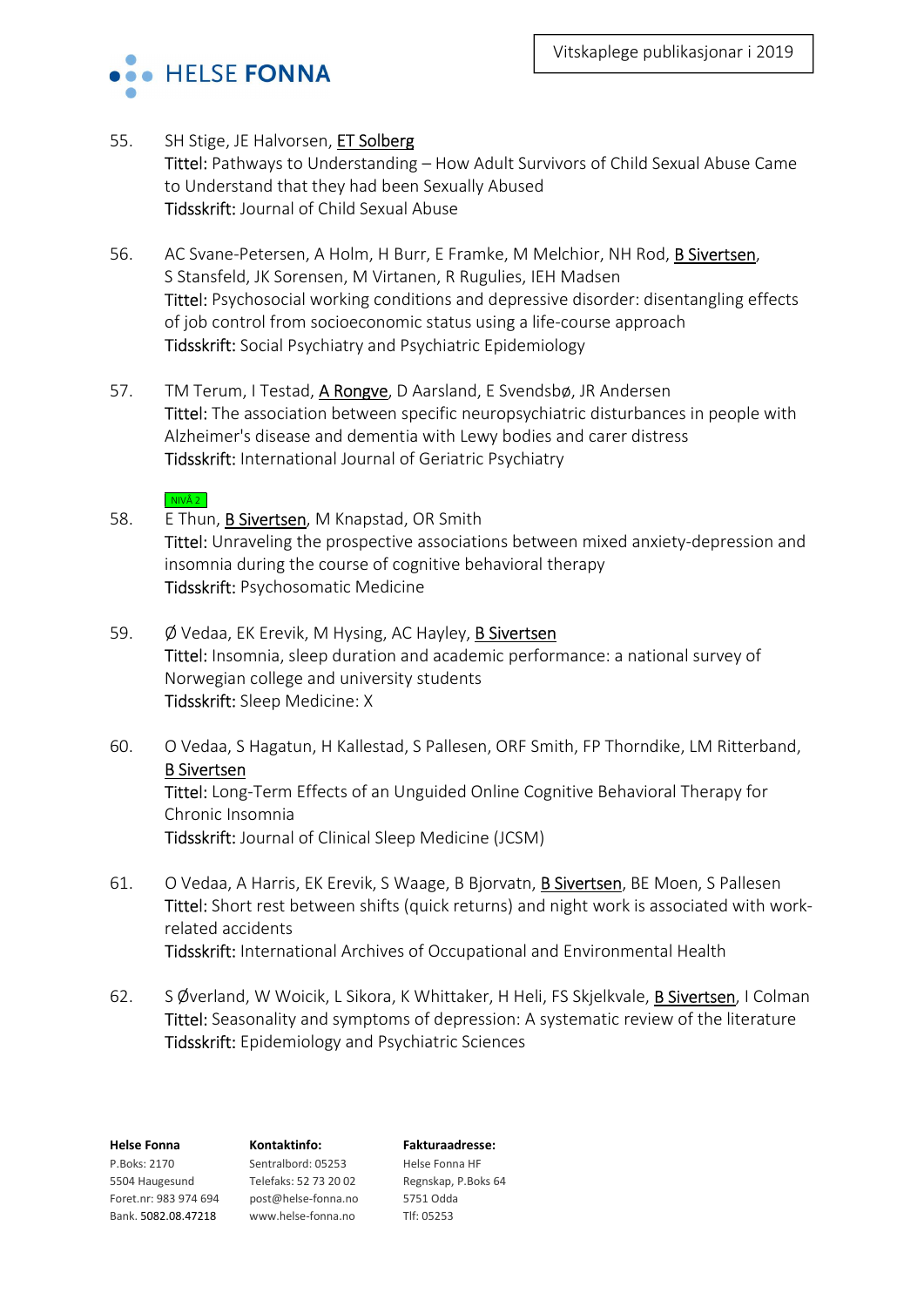55. SH Stige, JE Halvorsen, ET Solberg
    Tittel: Pathways to Understanding – How Adult Survivors of Child Sexual Abuse Came to Understand that they had been Sexually Abused
    Tidsskrift: Journal of Child Sexual Abuse

56. AC Svane-Petersen, A Holm, H Burr, E Framke, M Melchior, NH Rod, B Sivertsen, S Stansfeld, JK Sorensen, M Virtanen, R Rugulies, IEH Madsen
    Tittel: Psychosocial working conditions and depressive disorder: disentangling effects of job control from socioeconomic status using a life-course approach
    Tidsskrift: Social Psychiatry and Psychiatric Epidemiology

57. TM Terum, I Testad, A Rongve, D Aarsland, E Svendsbø, JR Andersen
    Tittel: The association between specific neuropsychiatric disturbances in people with Alzheimer's disease and dementia with Lewy bodies and carer distress
    Tidsskrift: International Journal of Geriatric Psychiatry

NIVÅ 2

58. E Thun, B Sivertsen, M Knapstad, OR Smith
    Tittel: Unraveling the prospective associations between mixed anxiety-depression and insomnia during the course of cognitive behavioral therapy
    Tidsskrift: Psychosomatic Medicine

59. Ø Vedaa, EK Erevik, M Hysing, AC Hayley, B Sivertsen
    Tittel: Insomnia, sleep duration and academic performance: a national survey of Norwegian college and university students
    Tidsskrift: Sleep Medicine: X

60. O Vedaa, S Hagatun, H Kallestad, S Pallesen, ORF Smith, FP Thorndike, LM Ritterband, B Sivertsen
    Tittel: Long-Term Effects of an Unguided Online Cognitive Behavioral Therapy for Chronic Insomnia
    Tidsskrift: Journal of Clinical Sleep Medicine (JCSM)

61. O Vedaa, A Harris, EK Erevik, S Waage, B Bjorvatn, B Sivertsen, BE Moen, S Pallesen
    Tittel: Short rest between shifts (quick returns) and night work is associated with work-related accidents
    Tidsskrift: International Archives of Occupational and Environmental Health

62. S Øverland, W Woicik, L Sikora, K Whittaker, H Heli, FS Skjelkvale, B Sivertsen, I Colman
    Tittel: Seasonality and symptoms of depression: A systematic review of the literature
    Tidsskrift: Epidemiology and Psychiatric Sciences